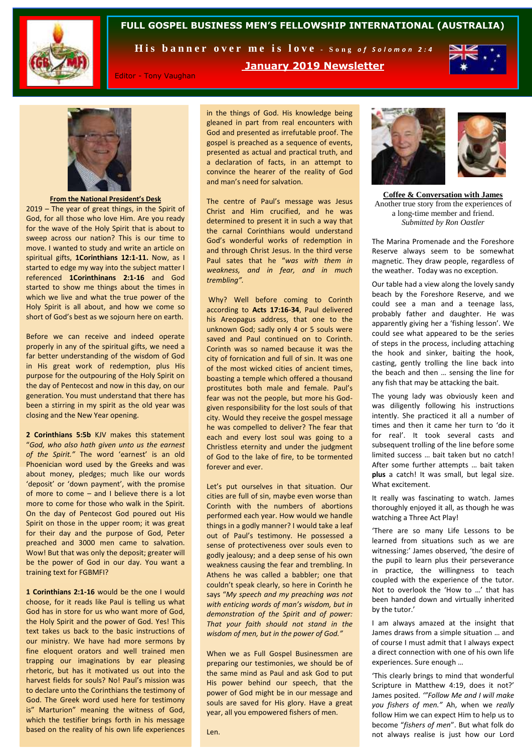# FULL GOSPEL BUSINESS MEN'S FELLOWSHIP INTERNATIONAL (AUSTRALIA)

**His banner over me is love** - *Song of Solomon 2:4*

Editor - Tony Vaughan

## January 2019 Newsletter

### From the National President's Desk

2019 – The year of great things, in the Spirit of God, for all those who love Him. Are you ready for the wave of the Holy Spirit that is about to sweep across our nation? This is our time to move. I wanted to study and write an article on spiritual gifts, **1Corinthians 12:1-11.** Now, as I started to edge my way into the subject matter I referenced **1Corinthinans 2:1-16** and God started to show me things about the times in which we live and what the true power of the Holy Spirit is all about, and how we come so short of God's best as we sojourn here on earth.

Before we can receive and indeed operate properly in any of the spiritual gifts, we need a far better understanding of the wisdom of God in His great work of redemption, plus His purpose for the outpouring of the Holy Spirit on the day of Pentecost and now in this day, on our generation. You must understand that there has been a stirring in my spirit as the old year was closing and the New Year opening.

**2 Corinthians 5:5b** KJV makes this statement "*God, who also hath given unto us the earnest of the Spirit."* The word 'earnest' is an old Phoenician word used by the Greeks and was about money, pledges; much like our words 'deposit' or 'down payment', with the promise of more to come – and I believe there is a lot more to come for those who walk in the Spirit. On the day of Pentecost God poured out His Spirit on those in the upper room; it was great for their day and the purpose of God, Peter preached and 3000 men came to salvation. Wow! But that was only the deposit; greater will be the power of God in our day. You want a training text for FGBMFI?

**1 Corinthians 2:1-16** would be the one I would choose, for it reads like Paul is telling us what God has in store for us who want more of God, the Holy Spirit and the power of God. Yes! This text takes us back to the basic instructions of our ministry. We have had more sermons by fine eloquent orators and well trained men trapping our imaginations by ear pleasing rhetoric, but has it motivated us out into the harvest fields for souls? No! Paul's mission was to declare unto the Corinthians the testimony of God. The Greek word used here for testimony is" Marturion" meaning the witness of God, which the testifier brings forth in his message based on the reality of his own life experiences in the things of God. His knowledge being gleaned in part from real encounters with God and presented as irrefutable proof. The gospel is preached as a sequence of events, presented as actual and practical truth, and a declaration of facts, in an attempt to convince the hearer of the reality of God and man's need for salvation.

The centre of Paul's message was Jesus Christ and Him crucified, and he was determined to present it in such a way that the carnal Corinthians would understand God's wonderful works of redemption in and through Christ Jesus. In the third verse Paul sates that he "*was with them in weakness, and in fear, and in much trembling".*

Why? Well before coming to Corinth according to **Acts 17:16-34**, Paul delivered his Areopagus address, that one to the unknown God; sadly only 4 or 5 souls were saved and Paul continued on to Corinth. Corinth was so named because it was the city of fornication and full of sin. It was one of the most wicked cities of ancient times, boasting a temple which offered a thousand prostitutes both male and female. Paul's fear was not the people, but more his God-given responsibility for the lost souls of that city. Would they receive the gospel message he was compelled to deliver? The fear that each and every lost soul was going to a Christless eternity and under the judgment of God to the lake of fire, to be tormented forever and ever.

Let's put ourselves in that situation. Our cities are full of sin, maybe even worse than Corinth with the numbers of abortions performed each year. How would we handle things in a godly manner? I would take a leaf out of Paul's testimony. He possessed a sense of protectiveness over souls even to godly jealousy; and a deep sense of his own weakness causing the fear and trembling. In Athens he was called a babbler; one that couldn't speak clearly, so here in Corinth he says "*My speech and my preaching was not with enticing words of man's wisdom, but in demonstration of the Spirit and of power: That your faith should not stand in the wisdom of men, but in the power of God."*

When we as Full Gospel Businessmen are preparing our testimonies, we should be of the same mind as Paul and ask God to put His power behind our speech, that the power of God might be in our message and souls are saved for His glory. Have a great year, all you empowered fishers of men.

Len.

### Coffee & Conversation with James

Another true story from the experiences of a long-time member and friend.
*Submitted by Ron Oastler*

The Marina Promenade and the Foreshore Reserve always seem to be somewhat magnetic. They draw people, regardless of the weather. Today was no exception.

Our table had a view along the lovely sandy beach by the Foreshore Reserve, and we could see a man and a teenage lass, probably father and daughter. He was apparently giving her a 'fishing lesson'. We could see what appeared to be the series of steps in the process, including attaching the hook and sinker, baiting the hook, casting, gently trolling the line back into the beach and then … sensing the line for any fish that may be attacking the bait.

The young lady was obviously keen and was diligently following his instructions intently. She practiced it all a number of times and then it came her turn to 'do it for real'. It took several casts and subsequent trolling of the line before some limited success … bait taken but no catch! After some further attempts … bait taken **plus** a catch! It was small, but legal size. What excitement.

It really was fascinating to watch. James thoroughly enjoyed it all, as though he was watching a Three Act Play!

'There are so many Life Lessons to be learned from situations such as we are witnessing:' James observed, 'the desire of the pupil to learn plus their perseverance in practice, the willingness to teach coupled with the experience of the tutor. Not to overlook the 'How to …' that has been handed down and virtually inherited by the tutor.'

I am always amazed at the insight that James draws from a simple situation … and of course I must admit that I always expect a direct connection with one of his own life experiences. Sure enough …

'This clearly brings to mind that wonderful Scripture in Matthew 4:19, does it not?' James posited. *'"Follow Me and I will make you fishers of men."* Ah, when we *really* follow Him we can expect Him to help us to become "*fishers of men*". But what folk do not always realise is just how our Lord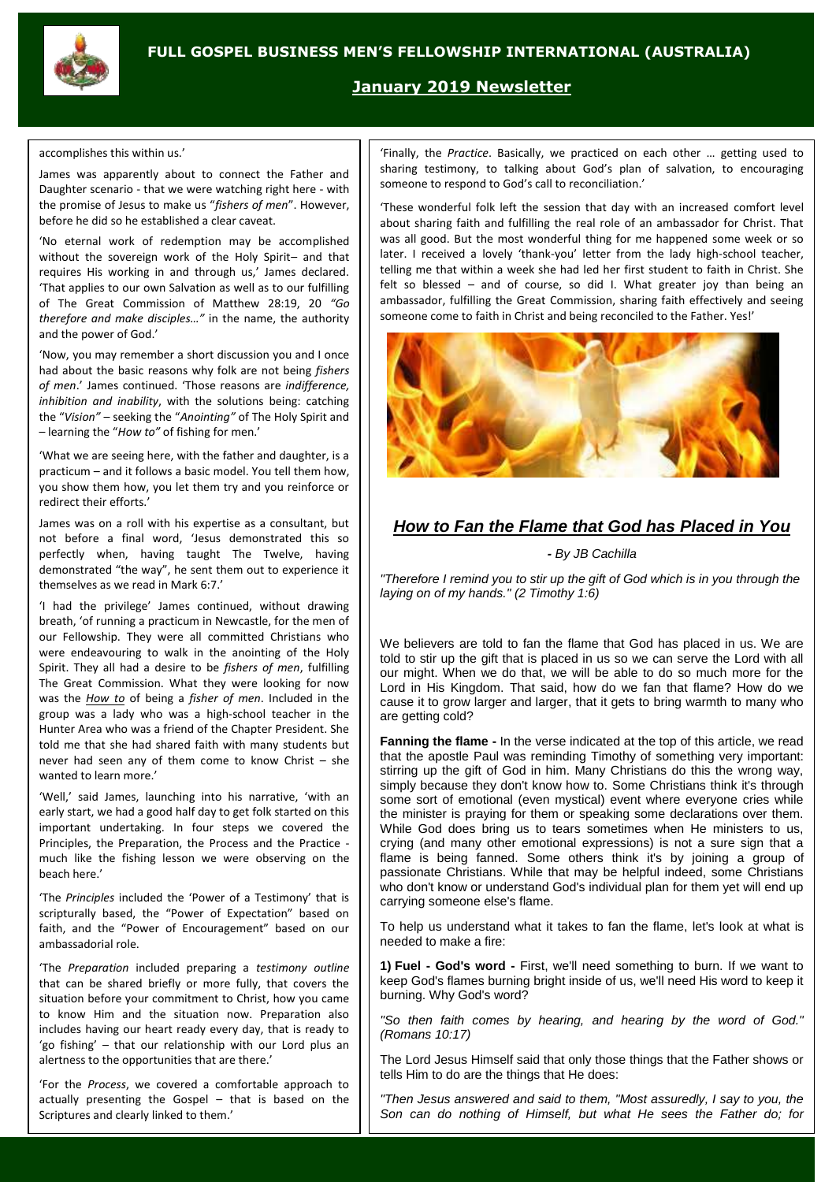accomplishes this within us.'

James was apparently about to connect the Father and Daughter scenario - that we were watching right here - with the promise of Jesus to make us "*fishers of men*". However, before he did so he established a clear caveat.

'No eternal work of redemption may be accomplished without the sovereign work of the Holy Spirit– and that requires His working in and through us,' James declared. 'That applies to our own Salvation as well as to our fulfilling of The Great Commission of Matthew 28:19, 20 *"Go therefore and make disciples…"* in the name, the authority and the power of God.'

'Now, you may remember a short discussion you and I once had about the basic reasons why folk are not being *fishers of men*.' James continued. 'Those reasons are *indifference, inhibition and inability*, with the solutions being: catching the "*Vision"* – seeking the "*Anointing"* of The Holy Spirit and – learning the "*How to"* of fishing for men.'

'What we are seeing here, with the father and daughter, is a practicum – and it follows a basic model. You tell them how, you show them how, you let them try and you reinforce or redirect their efforts.'

James was on a roll with his expertise as a consultant, but not before a final word, 'Jesus demonstrated this so perfectly when, having taught The Twelve, having demonstrated "the way", he sent them out to experience it themselves as we read in Mark 6:7.'

'I had the privilege' James continued, without drawing breath, 'of running a practicum in Newcastle, for the men of our Fellowship. They were all committed Christians who were endeavouring to walk in the anointing of the Holy Spirit. They all had a desire to be *fishers of men*, fulfilling The Great Commission. What they were looking for now was the *How to* of being a *fisher of men*. Included in the group was a lady who was a high-school teacher in the Hunter Area who was a friend of the Chapter President. She told me that she had shared faith with many students but never had seen any of them come to know Christ – she wanted to learn more.'

'Well,' said James, launching into his narrative, 'with an early start, we had a good half day to get folk started on this important undertaking. In four steps we covered the Principles, the Preparation, the Process and the Practice - much like the fishing lesson we were observing on the beach here.'

'The *Principles* included the 'Power of a Testimony' that is scripturally based, the "Power of Expectation" based on faith, and the "Power of Encouragement" based on our ambassadorial role.

'The *Preparation* included preparing a *testimony outline* that can be shared briefly or more fully, that covers the situation before your commitment to Christ, how you came to know Him and the situation now. Preparation also includes having our heart ready every day, that is ready to 'go fishing' – that our relationship with our Lord plus an alertness to the opportunities that are there.'

'For the *Process*, we covered a comfortable approach to actually presenting the Gospel – that is based on the Scriptures and clearly linked to them.'

'Finally, the *Practice*. Basically, we practiced on each other … getting used to sharing testimony, to talking about God's plan of salvation, to encouraging someone to respond to God's call to reconciliation.'

'These wonderful folk left the session that day with an increased comfort level about sharing faith and fulfilling the real role of an ambassador for Christ. That was all good. But the most wonderful thing for me happened some week or so later. I received a lovely 'thank-you' letter from the lady high-school teacher, telling me that within a week she had led her first student to faith in Christ. She felt so blessed – and of course, so did I. What greater joy than being an ambassador, fulfilling the Great Commission, sharing faith effectively and seeing someone come to faith in Christ and being reconciled to the Father. Yes!'

## *How to Fan the Flame that God has Placed in You*

*- By JB Cachilla*

*"Therefore I remind you to stir up the gift of God which is in you through the laying on of my hands." (2 Timothy 1:6)*

We believers are told to fan the flame that God has placed in us. We are told to stir up the gift that is placed in us so we can serve the Lord with all our might. When we do that, we will be able to do so much more for the Lord in His Kingdom. That said, how do we fan that flame? How do we cause it to grow larger and larger, that it gets to bring warmth to many who are getting cold?

**Fanning the flame -** In the verse indicated at the top of this article, we read that the apostle Paul was reminding Timothy of something very important: stirring up the gift of God in him. Many Christians do this the wrong way, simply because they don't know how to. Some Christians think it's through some sort of emotional (even mystical) event where everyone cries while the minister is praying for them or speaking some declarations over them. While God does bring us to tears sometimes when He ministers to us, crying (and many other emotional expressions) is not a sure sign that a flame is being fanned. Some others think it's by joining a group of passionate Christians. While that may be helpful indeed, some Christians who don't know or understand God's individual plan for them yet will end up carrying someone else's flame.

To help us understand what it takes to fan the flame, let's look at what is needed to make a fire:

**1) Fuel - God's word -** First, we'll need something to burn. If we want to keep God's flames burning bright inside of us, we'll need His word to keep it burning. Why God's word?

*"So then faith comes by hearing, and hearing by the word of God." (Romans 10:17)*

The Lord Jesus Himself said that only those things that the Father shows or tells Him to do are the things that He does:

*"Then Jesus answered and said to them, "Most assuredly, I say to you, the Son can do nothing of Himself, but what He sees the Father do; for*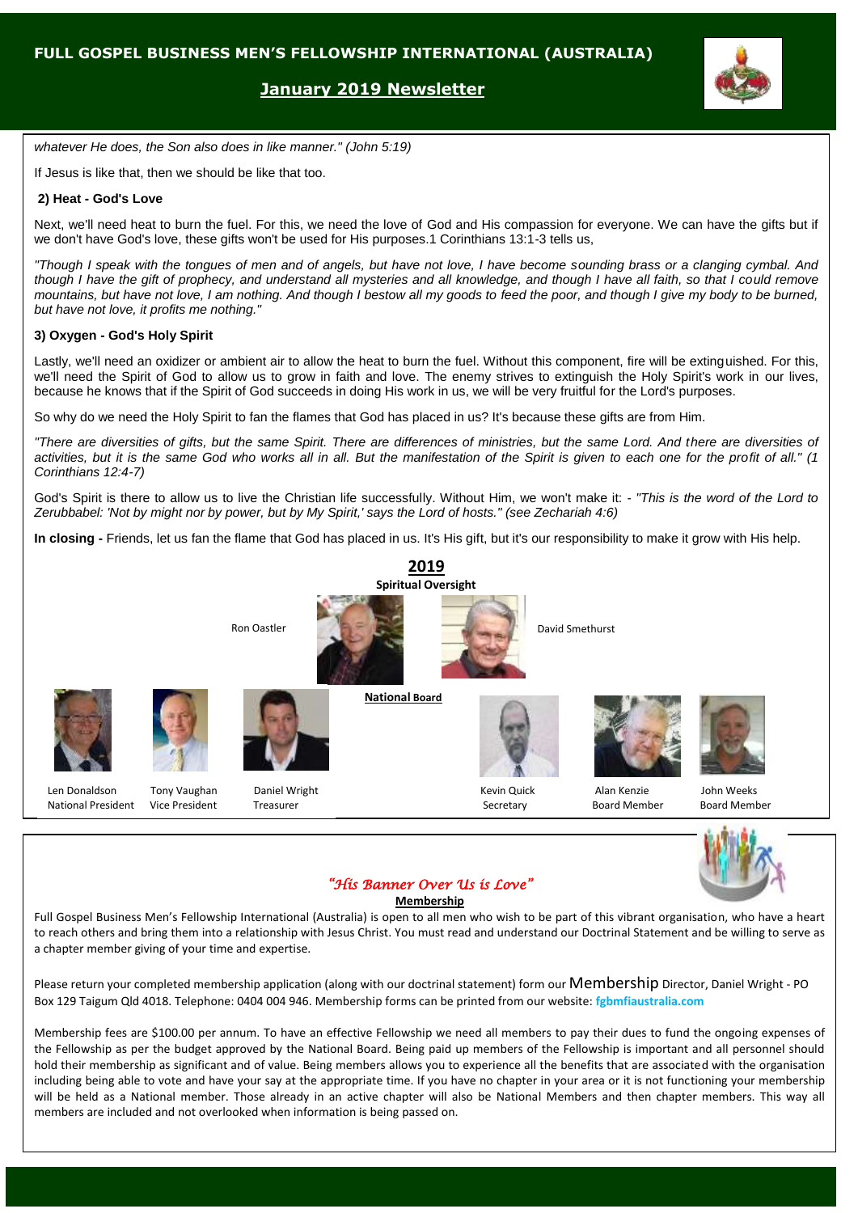whatever He does, the Son also does in like manner." (John 5:19)*

If Jesus is like that, then we should be like that too.

**2) Heat - God's Love**

Next, we'll need heat to burn the fuel. For this, we need the love of God and His compassion for everyone. We can have the gifts but if we don't have God's love, these gifts won't be used for His purposes.1 Corinthians 13:1-3 tells us,

*"Though I speak with the tongues of men and of angels, but have not love, I have become sounding brass or a clanging cymbal. And though I have the gift of prophecy, and understand all mysteries and all knowledge, and though I have all faith, so that I could remove mountains, but have not love, I am nothing. And though I bestow all my goods to feed the poor, and though I give my body to be burned, but have not love, it profits me nothing."*

**3) Oxygen - God's Holy Spirit**

Lastly, we'll need an oxidizer or ambient air to allow the heat to burn the fuel. Without this component, fire will be extinguished. For this, we'll need the Spirit of God to allow us to grow in faith and love. The enemy strives to extinguish the Holy Spirit's work in our lives, because he knows that if the Spirit of God succeeds in doing His work in us, we will be very fruitful for the Lord's purposes.

So why do we need the Holy Spirit to fan the flames that God has placed in us? It's because these gifts are from Him.

*"There are diversities of gifts, but the same Spirit. There are differences of ministries, but the same Lord. And there are diversities of activities, but it is the same God who works all in all. But the manifestation of the Spirit is given to each one for the profit of all." (1 Corinthians 12:4-7)*

God's Spirit is there to allow us to live the Christian life successfully. Without Him, we won't make it: - *"This is the word of the Lord to Zerubbabel: 'Not by might nor by power, but by My Spirit,' says the Lord of hosts." (see Zechariah 4:6)*

**In closing -** Friends, let us fan the flame that God has placed in us. It's His gift, but it's our responsibility to make it grow with His help.

## 2019

**Spiritual Oversight**

Ron Oastler

David Smethurst

**National Board**

Len Donaldson
National President

Tony Vaughan
Vice President

Daniel Wright
Treasurer

Kevin Quick
Secretary

Alan Kenzie
Board Member

John Weeks
Board Member

*"His Banner Over Us is Love"*

**Membership**

Full Gospel Business Men's Fellowship International (Australia) is open to all men who wish to be part of this vibrant organisation, who have a heart to reach others and bring them into a relationship with Jesus Christ. You must read and understand our Doctrinal Statement and be willing to serve as a chapter member giving of your time and expertise.

Please return your completed membership application (along with our doctrinal statement) form our Membership Director, Daniel Wright - PO Box 129 Taigum Qld 4018. Telephone: 0404 004 946. Membership forms can be printed from our website: fgbmfiaustralia.com

Membership fees are $100.00 per annum. To have an effective Fellowship we need all members to pay their dues to fund the ongoing expenses of the Fellowship as per the budget approved by the National Board. Being paid up members of the Fellowship is important and all personnel should hold their membership as significant and of value. Being members allows you to experience all the benefits that are associated with the organisation including being able to vote and have your say at the appropriate time. If you have no chapter in your area or it is not functioning your membership will be held as a National member. Those already in an active chapter will also be National Members and then chapter members. This way all members are included and not overlooked when information is being passed on.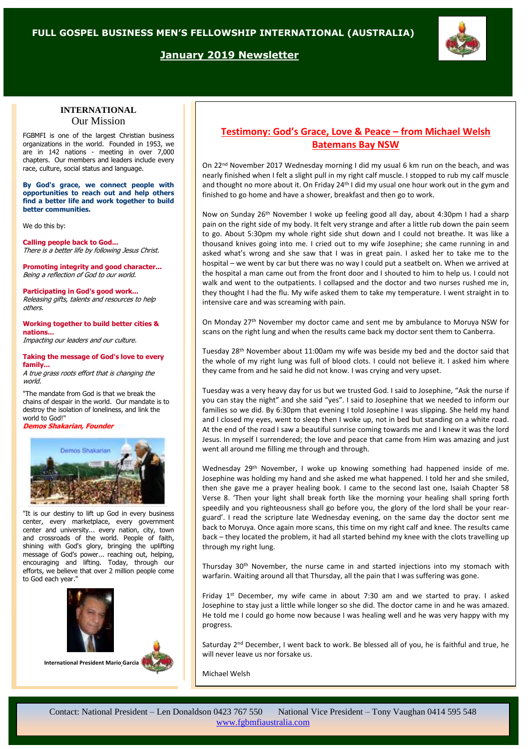# FULL GOSPEL BUSINESS MEN'S FELLOWSHIP INTERNATIONAL (AUSTRALIA)

## January 2019 Newsletter

### INTERNATIONAL
### Our Mission

FGBMFI is one of the largest Christian business organizations in the world. Founded in 1953, we are in 142 nations - meeting in over 7,000 chapters. Our members and leaders include every race, culture, social status and language.

**By God's grace, we connect people with opportunities to reach out and help others find a better life and work together to build better communities.**

We do this by:

**Calling people back to God...**
*There is a better life by following Jesus Christ.*

**Promoting integrity and good character...**
*Being a reflection of God to our world.*

**Participating in God's good work...**
*Releasing gifts, talents and resources to help others.*

**Working together to build better cities & nations...**
*Impacting our leaders and our culture.*

**Taking the message of God's love to every family...**
*A true grass roots effort that is changing the world.*

"The mandate from God is that we break the chains of despair in the world. Our mandate is to destroy the isolation of loneliness, and link the world to God!"
***Demos Shakarian, Founder***

Demos Shakarian

"It is our destiny to lift up God in every business center, every marketplace, every government center and university... every nation, city, town and crossroads of the world. People of faith, shining with God's glory, bringing the uplifting message of God's power... reaching out, helping, encouraging and lifting. Today, through our efforts, we believe that over 2 million people come to God each year."

**International President Mario Garcia**

## Testimony: God's Grace, Love & Peace – from Michael Welsh Batemans Bay NSW

On 22nd November 2017 Wednesday morning I did my usual 6 km run on the beach, and was nearly finished when I felt a slight pull in my right calf muscle. I stopped to rub my calf muscle and thought no more about it. On Friday 24th I did my usual one hour work out in the gym and finished to go home and have a shower, breakfast and then go to work.

Now on Sunday 26th November I woke up feeling good all day, about 4:30pm I had a sharp pain on the right side of my body. It felt very strange and after a little rub down the pain seem to go. About 5:30pm my whole right side shut down and I could not breathe. It was like a thousand knives going into me. I cried out to my wife Josephine; she came running in and asked what's wrong and she saw that I was in great pain. I asked her to take me to the hospital – we went by car but there was no way I could put a seatbelt on. When we arrived at the hospital a man came out from the front door and I shouted to him to help us. I could not walk and went to the outpatients. I collapsed and the doctor and two nurses rushed me in, they thought I had the flu. My wife asked them to take my temperature. I went straight in to intensive care and was screaming with pain.

On Monday 27th November my doctor came and sent me by ambulance to Moruya NSW for scans on the right lung and when the results came back my doctor sent them to Canberra.

Tuesday 28th November about 11:00am my wife was beside my bed and the doctor said that the whole of my right lung was full of blood clots. I could not believe it. I asked him where they came from and he said he did not know. I was crying and very upset.

Tuesday was a very heavy day for us but we trusted God. I said to Josephine, "Ask the nurse if you can stay the night" and she said "yes". I said to Josephine that we needed to inform our families so we did. By 6:30pm that evening I told Josephine I was slipping. She held my hand and I closed my eyes, went to sleep then I woke up, not in bed but standing on a white road. At the end of the road I saw a beautiful sunrise coming towards me and I knew it was the lord Jesus. In myself I surrendered; the love and peace that came from Him was amazing and just went all around me filling me through and through.

Wednesday 29th November, I woke up knowing something had happened inside of me. Josephine was holding my hand and she asked me what happened. I told her and she smiled, then she gave me a prayer healing book. I came to the second last one, Isaiah Chapter 58 Verse 8. 'Then your light shall break forth like the morning your healing shall spring forth speedily and you righteousness shall go before you, the glory of the lord shall be your rear-guard'. I read the scripture late Wednesday evening, on the same day the doctor sent me back to Moruya. Once again more scans, this time on my right calf and knee. The results came back – they located the problem, it had all started behind my knee with the clots travelling up through my right lung.

Thursday 30th November, the nurse came in and started injections into my stomach with warfarin. Waiting around all that Thursday, all the pain that I was suffering was gone.

Friday 1st December, my wife came in about 7:30 am and we started to pray. I asked Josephine to stay just a little while longer so she did. The doctor came in and he was amazed. He told me I could go home now because I was healing well and he was very happy with my progress.

Saturday 2nd December, I went back to work. Be blessed all of you, he is faithful and true, he will never leave us nor forsake us.

Michael Welsh

Contact: National President – Len Donaldson 0423 767 550 National Vice President – Tony Vaughan 0414 595 548
www.fgbmfiaustralia.com